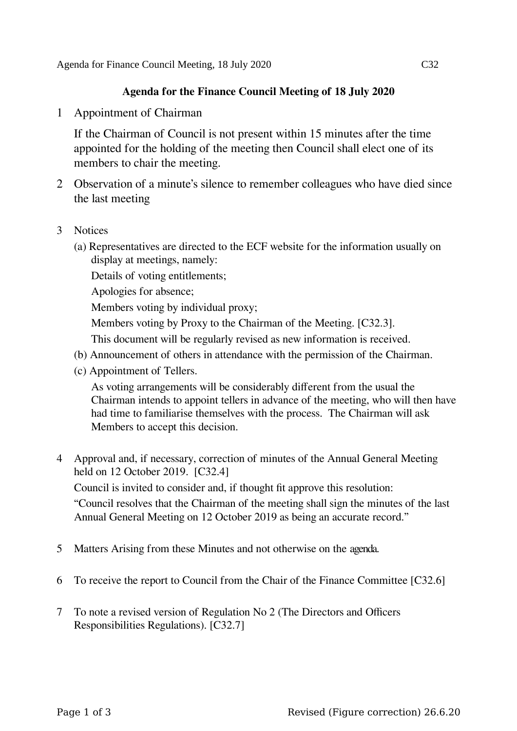## Agenda for the Finance Council Meeting of 18 July 2020

1 Appointment of Chairman

   If the Chairman of Council is not present within 15 minutes after the time appointed for the holding of the meeting then Council shall elect one of its members to chair the meeting.

2 Observation of a minute's silence to remember colleagues who have died since the last meeting

3 Notices

   (a) Representatives are directed to the ECF website for the information usually on display at meetings, namely:

   Details of voting entitlements;

   Apologies for absence;

   Members voting by individual proxy;

   Members voting by Proxy to the Chairman of the Meeting. [C32.3].

   This document will be regularly revised as new information is received.

   (b) Announcement of others in attendance with the permission of the Chairman.

   (c) Appointment of Tellers.

   As voting arrangements will be considerably different from the usual the Chairman intends to appoint tellers in advance of the meeting, who will then have had time to familiarise themselves with the process. The Chairman will ask Members to accept this decision.

4 Approval and, if necessary, correction of minutes of the Annual General Meeting held on 12 October 2019. [C32.4]

   Council is invited to consider and, if thought fit approve this resolution:

   "Council resolves that the Chairman of the meeting shall sign the minutes of the last Annual General Meeting on 12 October 2019 as being an accurate record."

5 Matters Arising from these Minutes and not otherwise on the agenda.

6 To receive the report to Council from the Chair of the Finance Committee [C32.6]

7 To note a revised version of Regulation No 2 (The Directors and Officers Responsibilities Regulations). [C32.7]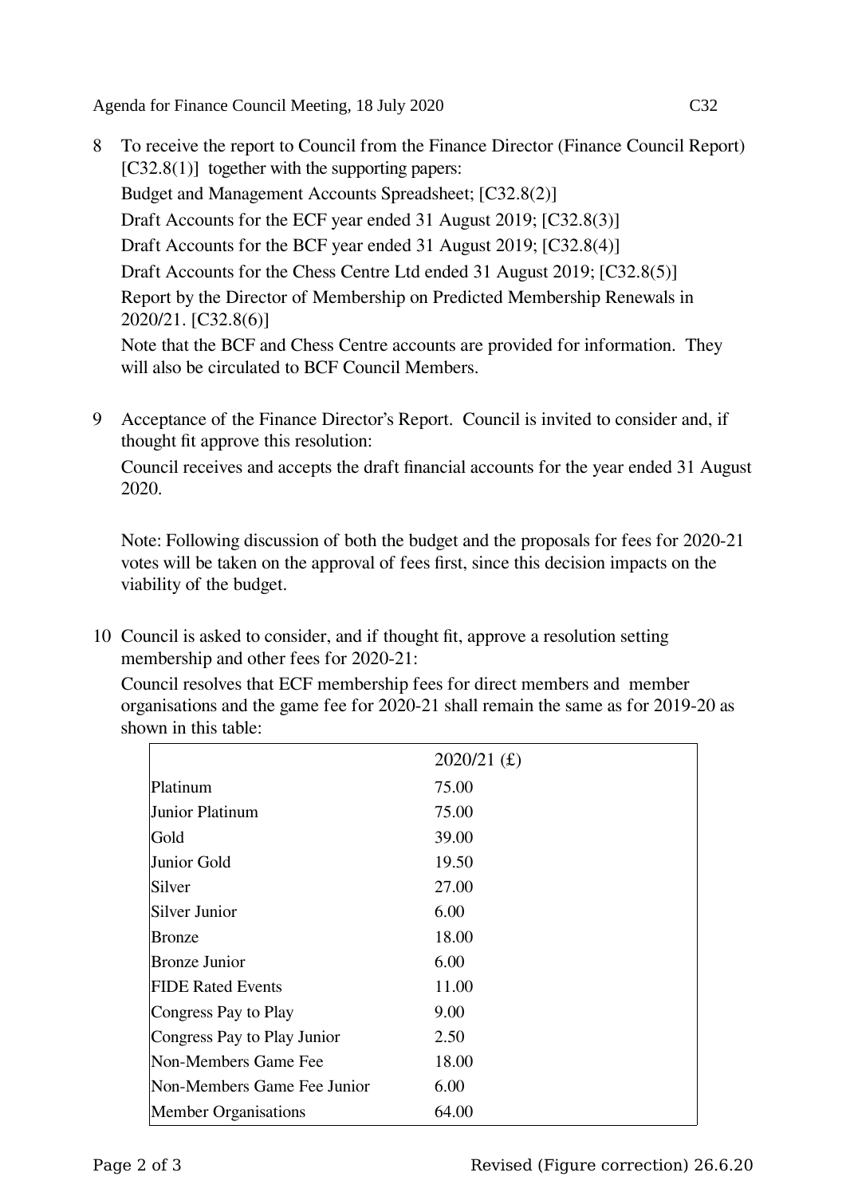8 To receive the report to Council from the Finance Director (Finance Council Report) [C32.8(1)] together with the supporting papers:

Budget and Management Accounts Spreadsheet; [C32.8(2)]

Draft Accounts for the ECF year ended 31 August 2019; [C32.8(3)]

Draft Accounts for the BCF year ended 31 August 2019; [C32.8(4)]

Draft Accounts for the Chess Centre Ltd ended 31 August 2019; [C32.8(5)]

Report by the Director of Membership on Predicted Membership Renewals in 2020/21. [C32.8(6)]

Note that the BCF and Chess Centre accounts are provided for information. They will also be circulated to BCF Council Members.

9 Acceptance of the Finance Director's Report. Council is invited to consider and, if thought fit approve this resolution:

Council receives and accepts the draft financial accounts for the year ended 31 August 2020.

Note: Following discussion of both the budget and the proposals for fees for 2020-21 votes will be taken on the approval of fees first, since this decision impacts on the viability of the budget.

10 Council is asked to consider, and if thought fit, approve a resolution setting membership and other fees for 2020-21:

Council resolves that ECF membership fees for direct members and member organisations and the game fee for 2020-21 shall remain the same as for 2019-20 as shown in this table:

| | 2020/21 (£) |
|---|---|
| Platinum | 75.00 |
| Junior Platinum | 75.00 |
| Gold | 39.00 |
| Junior Gold | 19.50 |
| Silver | 27.00 |
| Silver Junior | 6.00 |
| Bronze | 18.00 |
| Bronze Junior | 6.00 |
| FIDE Rated Events | 11.00 |
| Congress Pay to Play | 9.00 |
| Congress Pay to Play Junior | 2.50 |
| Non-Members Game Fee | 18.00 |
| Non-Members Game Fee Junior | 6.00 |
| Member Organisations | 64.00 |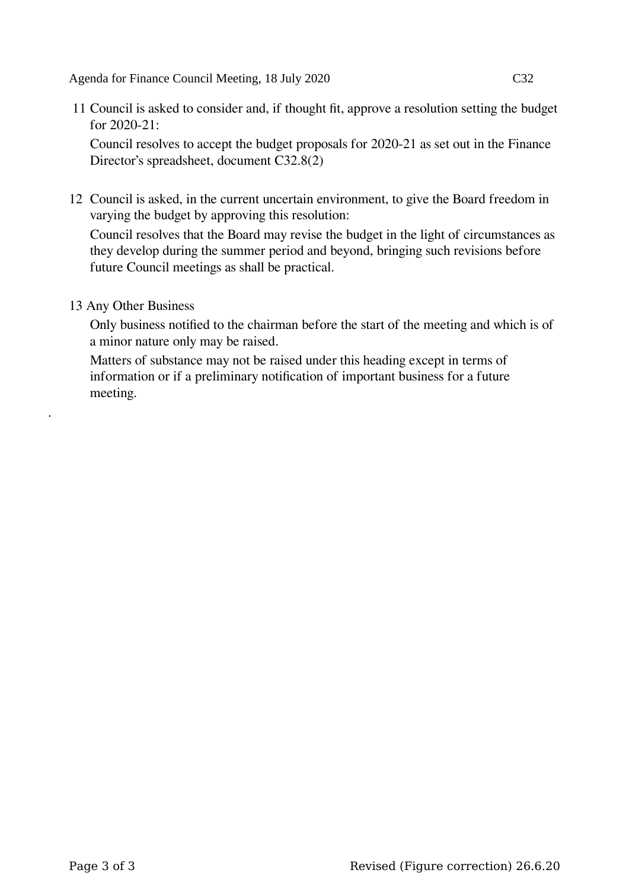11 Council is asked to consider and, if thought fit, approve a resolution setting the budget for 2020-21:

   Council resolves to accept the budget proposals for 2020-21 as set out in the Finance Director's spreadsheet, document C32.8(2)

12 Council is asked, in the current uncertain environment, to give the Board freedom in varying the budget by approving this resolution:

   Council resolves that the Board may revise the budget in the light of circumstances as they develop during the summer period and beyond, bringing such revisions before future Council meetings as shall be practical.

13 Any Other Business

   Only business notified to the chairman before the start of the meeting and which is of a minor nature only may be raised.

   Matters of substance may not be raised under this heading except in terms of information or if a preliminary notification of important business for a future meeting.

.